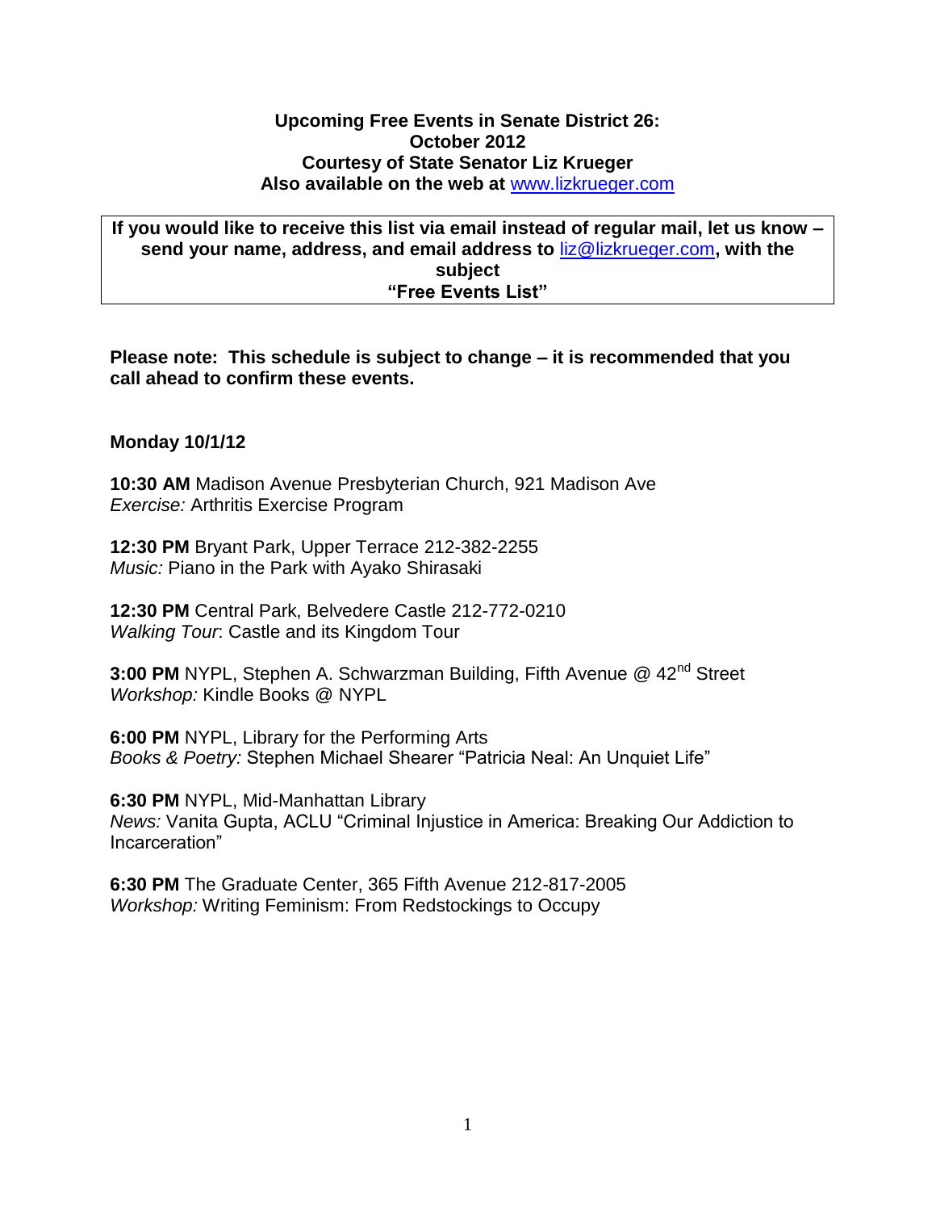**Upcoming Free Events in Senate District 26:**
**October 2012**
**Courtesy of State Senator Liz Krueger**
**Also available on the web at www.lizkrueger.com**

> **If you would like to receive this list via email instead of regular mail, let us know – send your name, address, and email address to liz@lizkrueger.com, with the subject "Free Events List"**

**Please note: This schedule is subject to change – it is recommended that you call ahead to confirm these events.**

**Monday 10/1/12**

**10:30 AM** Madison Avenue Presbyterian Church, 921 Madison Ave
*Exercise:* Arthritis Exercise Program

**12:30 PM** Bryant Park, Upper Terrace 212-382-2255
*Music:* Piano in the Park with Ayako Shirasaki

**12:30 PM** Central Park, Belvedere Castle 212-772-0210
*Walking Tour*: Castle and its Kingdom Tour

**3:00 PM** NYPL, Stephen A. Schwarzman Building, Fifth Avenue @ 42nd Street
*Workshop:* Kindle Books @ NYPL

**6:00 PM** NYPL, Library for the Performing Arts
*Books & Poetry:* Stephen Michael Shearer "Patricia Neal: An Unquiet Life"

**6:30 PM** NYPL, Mid-Manhattan Library
*News:* Vanita Gupta, ACLU "Criminal Injustice in America: Breaking Our Addiction to Incarceration"

**6:30 PM** The Graduate Center, 365 Fifth Avenue 212-817-2005
*Workshop:* Writing Feminism: From Redstockings to Occupy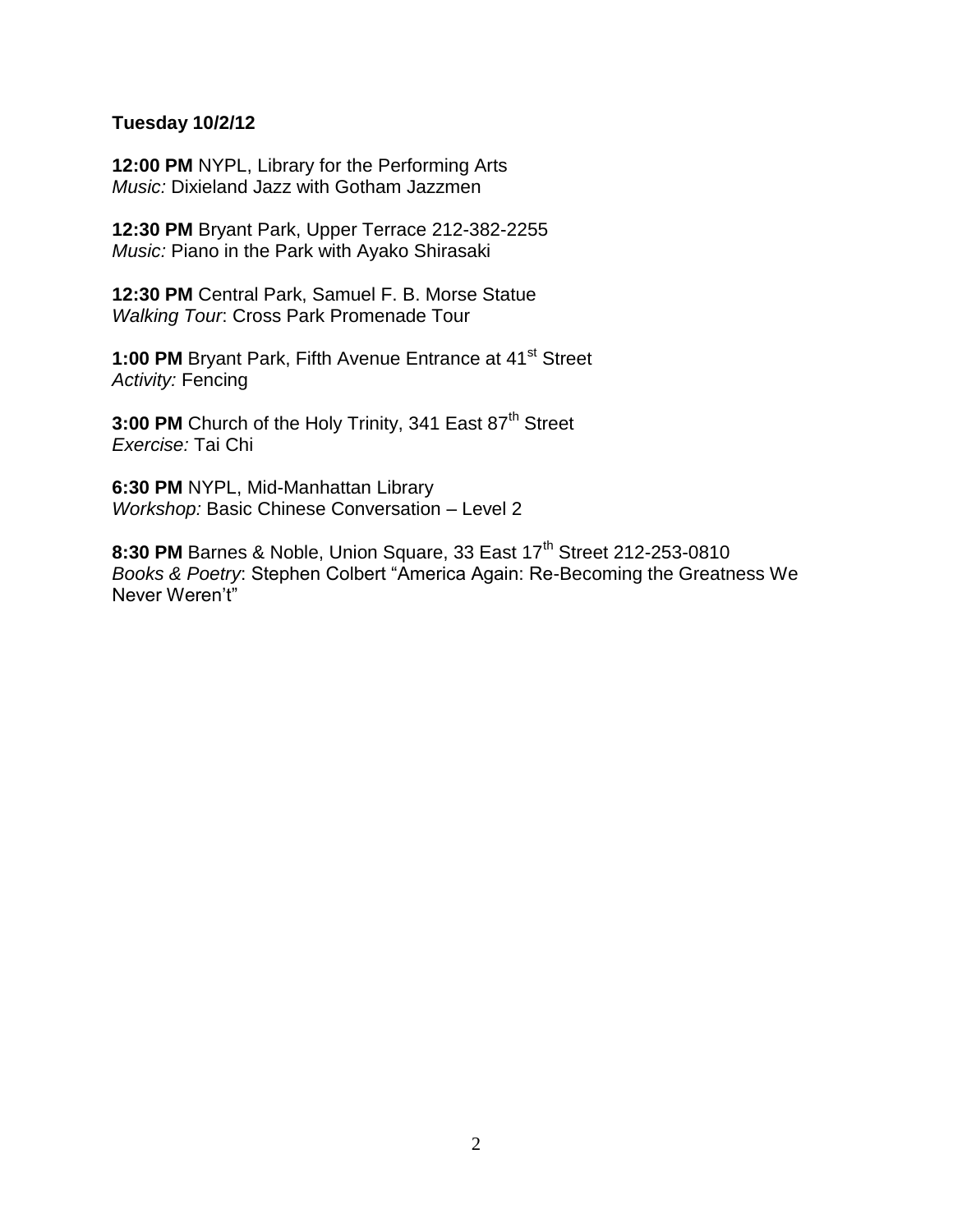**Tuesday 10/2/12**

**12:00 PM** NYPL, Library for the Performing Arts
*Music:* Dixieland Jazz with Gotham Jazzmen

**12:30 PM** Bryant Park, Upper Terrace 212-382-2255
*Music:* Piano in the Park with Ayako Shirasaki

**12:30 PM** Central Park, Samuel F. B. Morse Statue
*Walking Tour*: Cross Park Promenade Tour

**1:00 PM** Bryant Park, Fifth Avenue Entrance at 41st Street
*Activity:* Fencing

**3:00 PM** Church of the Holy Trinity, 341 East 87th Street
*Exercise:* Tai Chi

**6:30 PM** NYPL, Mid-Manhattan Library
*Workshop:* Basic Chinese Conversation – Level 2

**8:30 PM** Barnes & Noble, Union Square, 33 East 17th Street 212-253-0810
*Books & Poetry*: Stephen Colbert "America Again: Re-Becoming the Greatness We Never Weren't"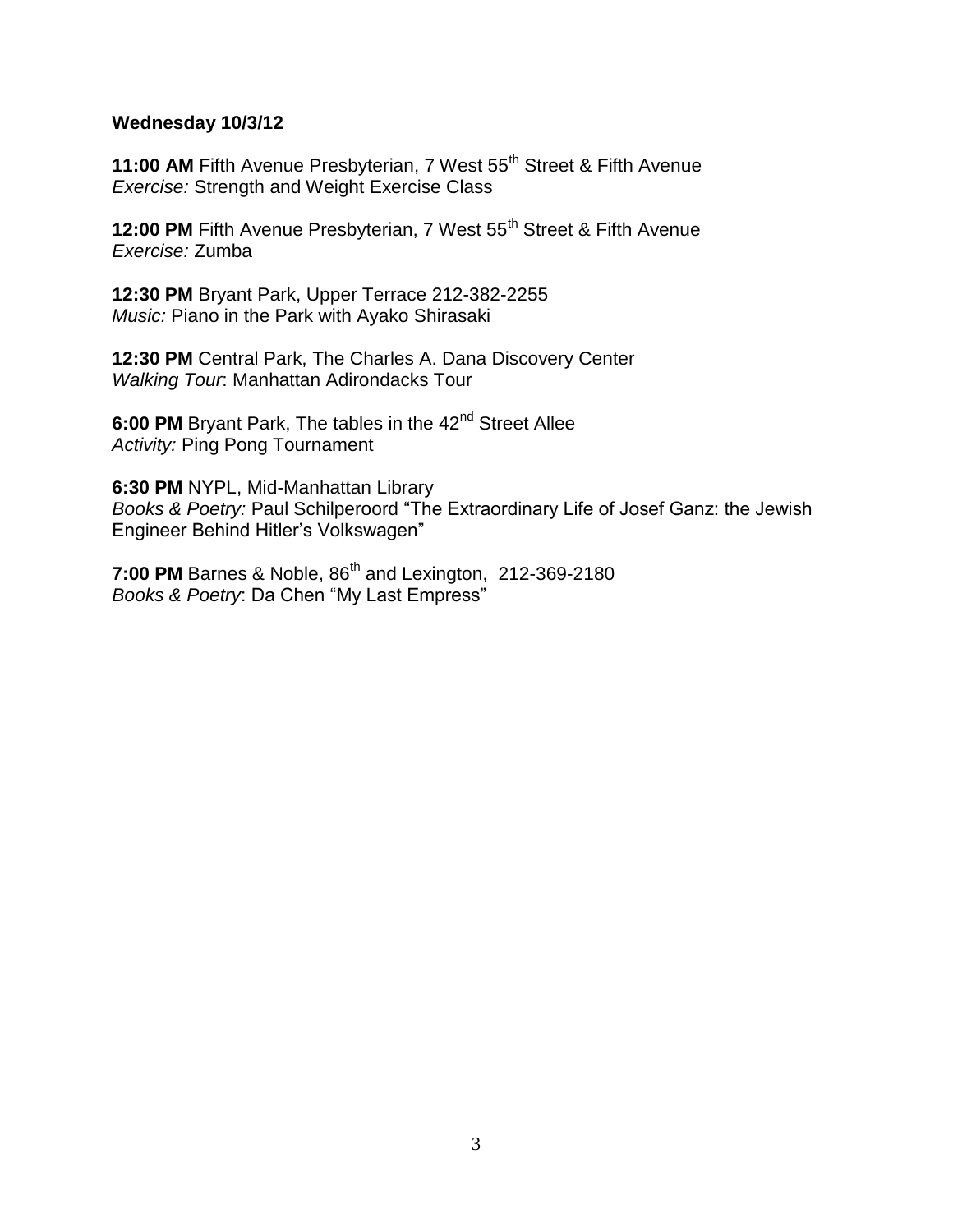**Wednesday 10/3/12**

**11:00 AM** Fifth Avenue Presbyterian, 7 West 55th Street & Fifth Avenue
*Exercise:* Strength and Weight Exercise Class

**12:00 PM** Fifth Avenue Presbyterian, 7 West 55th Street & Fifth Avenue
*Exercise:* Zumba

**12:30 PM** Bryant Park, Upper Terrace 212-382-2255
*Music:* Piano in the Park with Ayako Shirasaki

**12:30 PM** Central Park, The Charles A. Dana Discovery Center
*Walking Tour*: Manhattan Adirondacks Tour

**6:00 PM** Bryant Park, The tables in the 42nd Street Allee
*Activity:* Ping Pong Tournament

**6:30 PM** NYPL, Mid-Manhattan Library
*Books & Poetry:* Paul Schilperoord "The Extraordinary Life of Josef Ganz: the Jewish Engineer Behind Hitler's Volkswagen"

**7:00 PM** Barnes & Noble, 86th and Lexington, 212-369-2180
*Books & Poetry*: Da Chen "My Last Empress"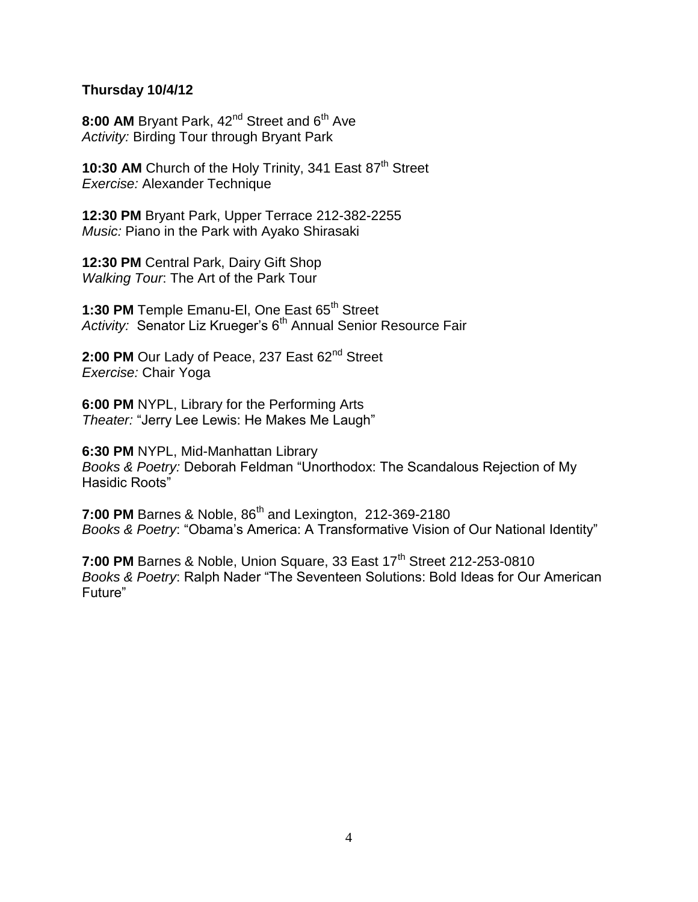**Thursday 10/4/12**

**8:00 AM** Bryant Park, 42nd Street and 6th Ave
*Activity:* Birding Tour through Bryant Park

**10:30 AM** Church of the Holy Trinity, 341 East 87th Street
*Exercise:* Alexander Technique

**12:30 PM** Bryant Park, Upper Terrace 212-382-2255
*Music:* Piano in the Park with Ayako Shirasaki

**12:30 PM** Central Park, Dairy Gift Shop
*Walking Tour*: The Art of the Park Tour

**1:30 PM** Temple Emanu-El, One East 65th Street
*Activity:* Senator Liz Krueger's 6th Annual Senior Resource Fair

**2:00 PM** Our Lady of Peace, 237 East 62nd Street
*Exercise:* Chair Yoga

**6:00 PM** NYPL, Library for the Performing Arts
*Theater:* "Jerry Lee Lewis: He Makes Me Laugh"

**6:30 PM** NYPL, Mid-Manhattan Library
*Books & Poetry:* Deborah Feldman "Unorthodox: The Scandalous Rejection of My Hasidic Roots"

**7:00 PM** Barnes & Noble, 86th and Lexington, 212-369-2180
*Books & Poetry*: "Obama's America: A Transformative Vision of Our National Identity"

**7:00 PM** Barnes & Noble, Union Square, 33 East 17th Street 212-253-0810
*Books & Poetry*: Ralph Nader "The Seventeen Solutions: Bold Ideas for Our American Future"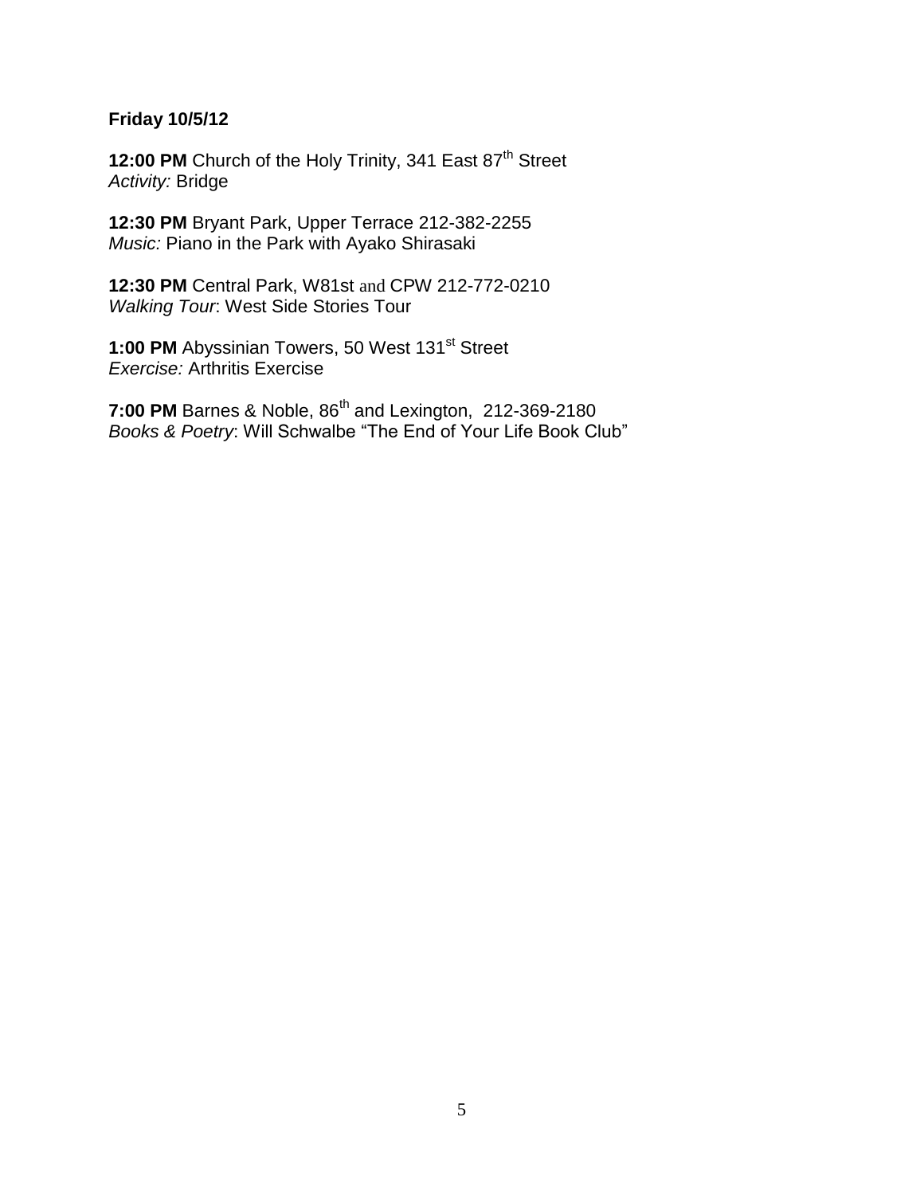**Friday 10/5/12**

**12:00 PM** Church of the Holy Trinity, 341 East 87th Street
*Activity:* Bridge

**12:30 PM** Bryant Park, Upper Terrace 212-382-2255
*Music:* Piano in the Park with Ayako Shirasaki

**12:30 PM** Central Park, W81st and CPW 212-772-0210
*Walking Tour*: West Side Stories Tour

**1:00 PM** Abyssinian Towers, 50 West 131st Street
*Exercise:* Arthritis Exercise

**7:00 PM** Barnes & Noble, 86th and Lexington, 212-369-2180
*Books & Poetry*: Will Schwalbe "The End of Your Life Book Club"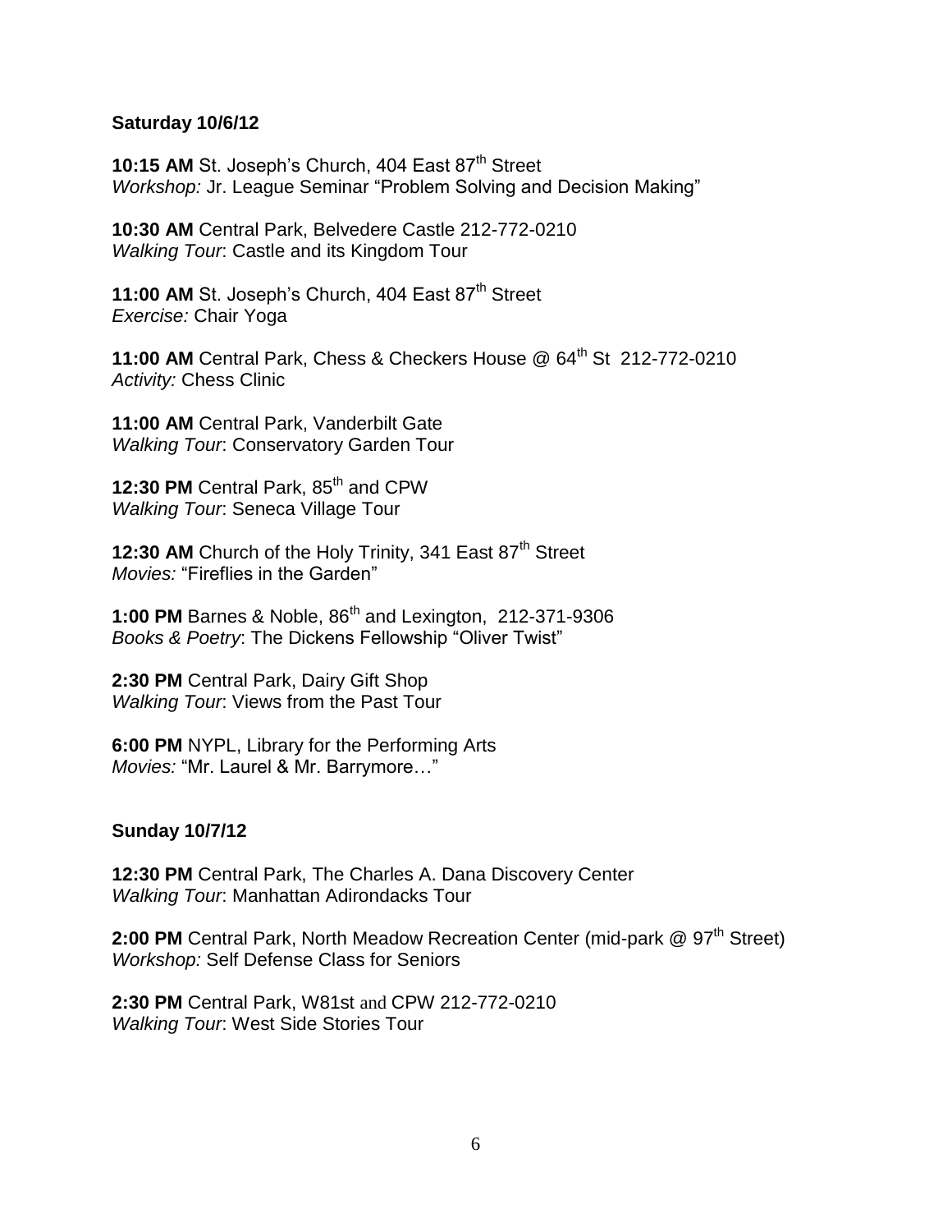**Saturday 10/6/12**

**10:15 AM** St. Joseph's Church, 404 East 87th Street
*Workshop:* Jr. League Seminar "Problem Solving and Decision Making"

**10:30 AM** Central Park, Belvedere Castle 212-772-0210
*Walking Tour*: Castle and its Kingdom Tour

**11:00 AM** St. Joseph's Church, 404 East 87th Street
*Exercise:* Chair Yoga

**11:00 AM** Central Park, Chess & Checkers House @ 64th St 212-772-0210
*Activity:* Chess Clinic

**11:00 AM** Central Park, Vanderbilt Gate
*Walking Tour*: Conservatory Garden Tour

**12:30 PM** Central Park, 85th and CPW
*Walking Tour*: Seneca Village Tour

**12:30 AM** Church of the Holy Trinity, 341 East 87th Street
*Movies:* "Fireflies in the Garden"

**1:00 PM** Barnes & Noble, 86th and Lexington, 212-371-9306
*Books & Poetry*: The Dickens Fellowship "Oliver Twist"

**2:30 PM** Central Park, Dairy Gift Shop
*Walking Tour*: Views from the Past Tour

**6:00 PM** NYPL, Library for the Performing Arts
*Movies:* "Mr. Laurel & Mr. Barrymore…"

**Sunday 10/7/12**

**12:30 PM** Central Park, The Charles A. Dana Discovery Center
*Walking Tour*: Manhattan Adirondacks Tour

**2:00 PM** Central Park, North Meadow Recreation Center (mid-park @ 97th Street)
*Workshop:* Self Defense Class for Seniors

**2:30 PM** Central Park, W81st and CPW 212-772-0210
*Walking Tour*: West Side Stories Tour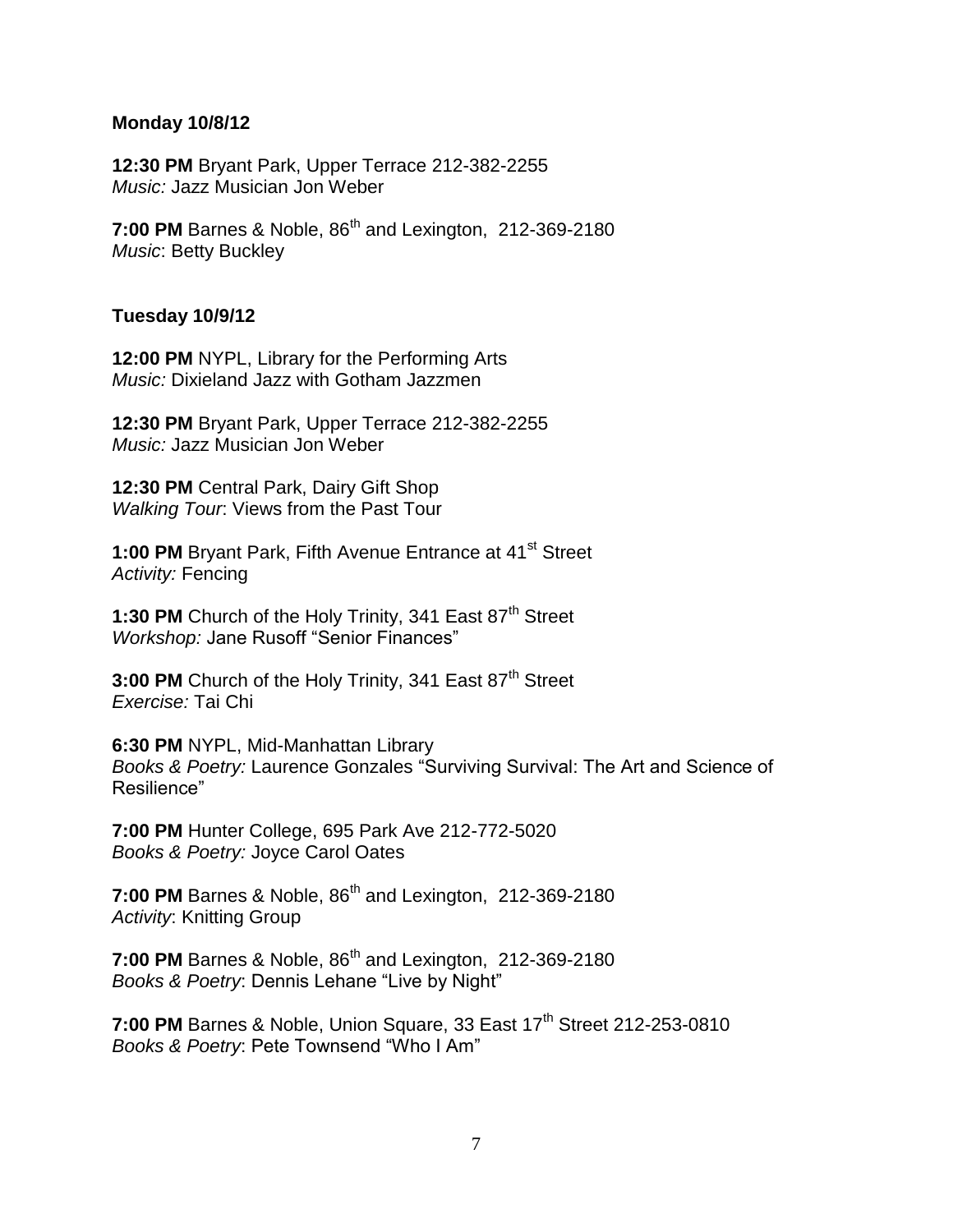**Monday 10/8/12**

**12:30 PM** Bryant Park, Upper Terrace 212-382-2255
*Music:* Jazz Musician Jon Weber

**7:00 PM** Barnes & Noble, 86th and Lexington, 212-369-2180
*Music*: Betty Buckley

**Tuesday 10/9/12**

**12:00 PM** NYPL, Library for the Performing Arts
*Music:* Dixieland Jazz with Gotham Jazzmen

**12:30 PM** Bryant Park, Upper Terrace 212-382-2255
*Music:* Jazz Musician Jon Weber

**12:30 PM** Central Park, Dairy Gift Shop
*Walking Tour*: Views from the Past Tour

**1:00 PM** Bryant Park, Fifth Avenue Entrance at 41st Street
*Activity:* Fencing

**1:30 PM** Church of the Holy Trinity, 341 East 87th Street
*Workshop:* Jane Rusoff "Senior Finances"

**3:00 PM** Church of the Holy Trinity, 341 East 87th Street
*Exercise:* Tai Chi

**6:30 PM** NYPL, Mid-Manhattan Library
*Books & Poetry:* Laurence Gonzales "Surviving Survival: The Art and Science of Resilience"

**7:00 PM** Hunter College, 695 Park Ave 212-772-5020
*Books & Poetry:* Joyce Carol Oates

**7:00 PM** Barnes & Noble, 86th and Lexington, 212-369-2180
*Activity*: Knitting Group

**7:00 PM** Barnes & Noble, 86th and Lexington, 212-369-2180
*Books & Poetry*: Dennis Lehane "Live by Night"

**7:00 PM** Barnes & Noble, Union Square, 33 East 17th Street 212-253-0810
*Books & Poetry*: Pete Townsend "Who I Am"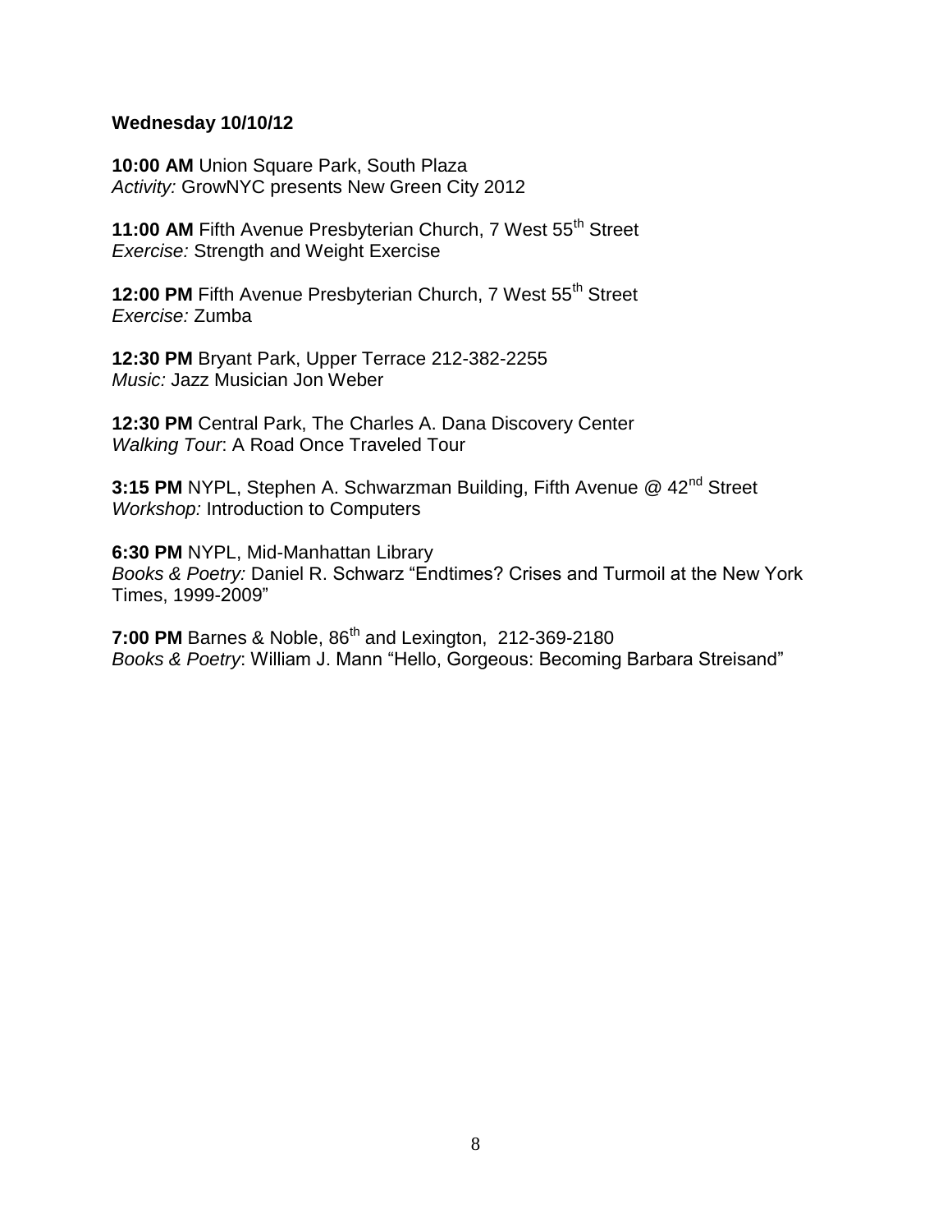**Wednesday 10/10/12**

**10:00 AM** Union Square Park, South Plaza
*Activity:* GrowNYC presents New Green City 2012

**11:00 AM** Fifth Avenue Presbyterian Church, 7 West 55th Street
*Exercise:* Strength and Weight Exercise

**12:00 PM** Fifth Avenue Presbyterian Church, 7 West 55th Street
*Exercise:* Zumba

**12:30 PM** Bryant Park, Upper Terrace 212-382-2255
*Music:* Jazz Musician Jon Weber

**12:30 PM** Central Park, The Charles A. Dana Discovery Center
*Walking Tour*: A Road Once Traveled Tour

**3:15 PM** NYPL, Stephen A. Schwarzman Building, Fifth Avenue @ 42nd Street
*Workshop:* Introduction to Computers

**6:30 PM** NYPL, Mid-Manhattan Library
*Books & Poetry:* Daniel R. Schwarz "Endtimes? Crises and Turmoil at the New York Times, 1999-2009"

**7:00 PM** Barnes & Noble, 86th and Lexington, 212-369-2180
*Books & Poetry*: William J. Mann "Hello, Gorgeous: Becoming Barbara Streisand"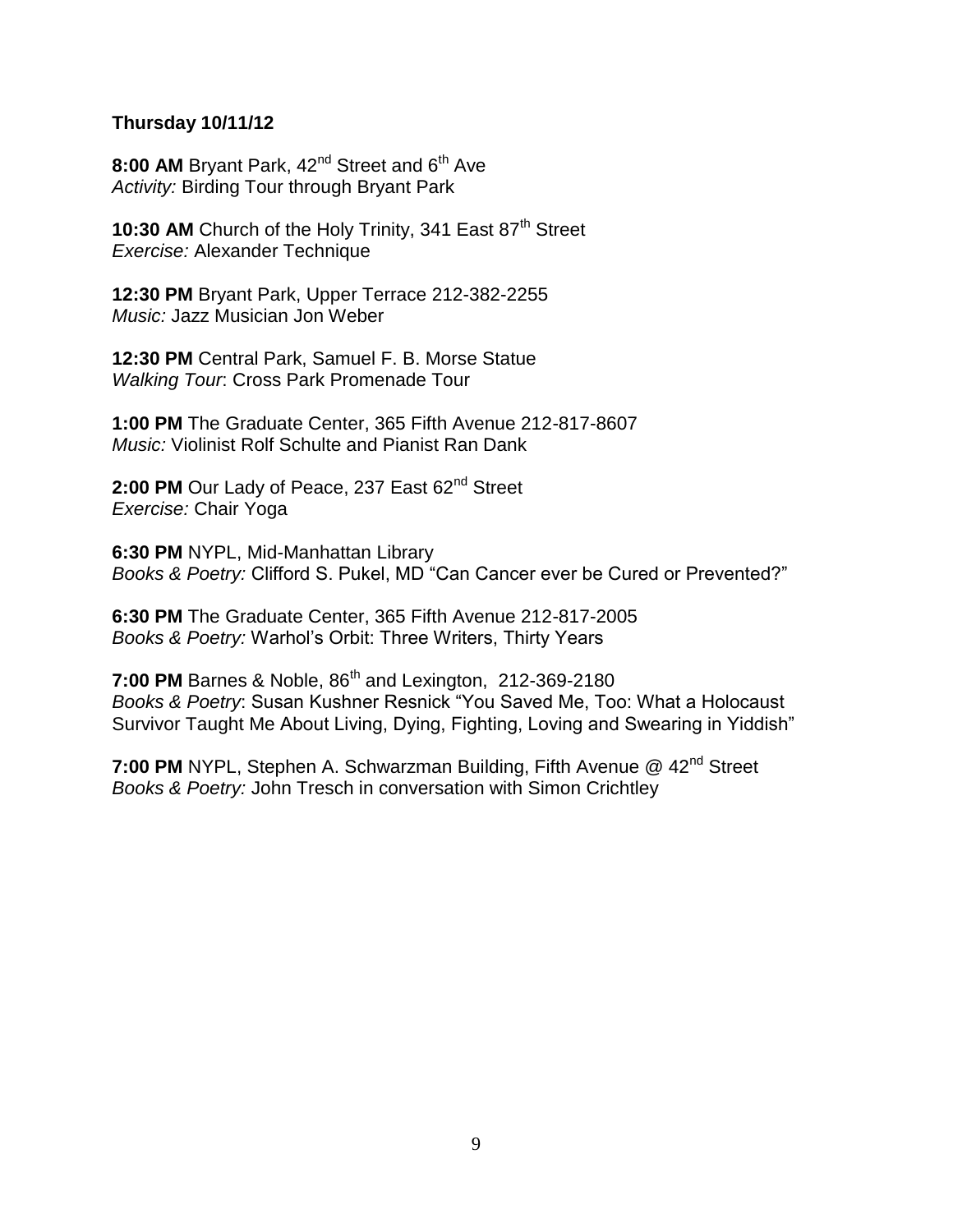**Thursday 10/11/12**

**8:00 AM** Bryant Park, 42nd Street and 6th Ave
*Activity:* Birding Tour through Bryant Park

**10:30 AM** Church of the Holy Trinity, 341 East 87th Street
*Exercise:* Alexander Technique

**12:30 PM** Bryant Park, Upper Terrace 212-382-2255
*Music:* Jazz Musician Jon Weber

**12:30 PM** Central Park, Samuel F. B. Morse Statue
*Walking Tour*: Cross Park Promenade Tour

**1:00 PM** The Graduate Center, 365 Fifth Avenue 212-817-8607
*Music:* Violinist Rolf Schulte and Pianist Ran Dank

**2:00 PM** Our Lady of Peace, 237 East 62nd Street
*Exercise:* Chair Yoga

**6:30 PM** NYPL, Mid-Manhattan Library
*Books & Poetry:* Clifford S. Pukel, MD "Can Cancer ever be Cured or Prevented?"

**6:30 PM** The Graduate Center, 365 Fifth Avenue 212-817-2005
*Books & Poetry:* Warhol's Orbit: Three Writers, Thirty Years

**7:00 PM** Barnes & Noble, 86th and Lexington, 212-369-2180
*Books & Poetry*: Susan Kushner Resnick "You Saved Me, Too: What a Holocaust Survivor Taught Me About Living, Dying, Fighting, Loving and Swearing in Yiddish"

**7:00 PM** NYPL, Stephen A. Schwarzman Building, Fifth Avenue @ 42nd Street
*Books & Poetry:* John Tresch in conversation with Simon Crichtley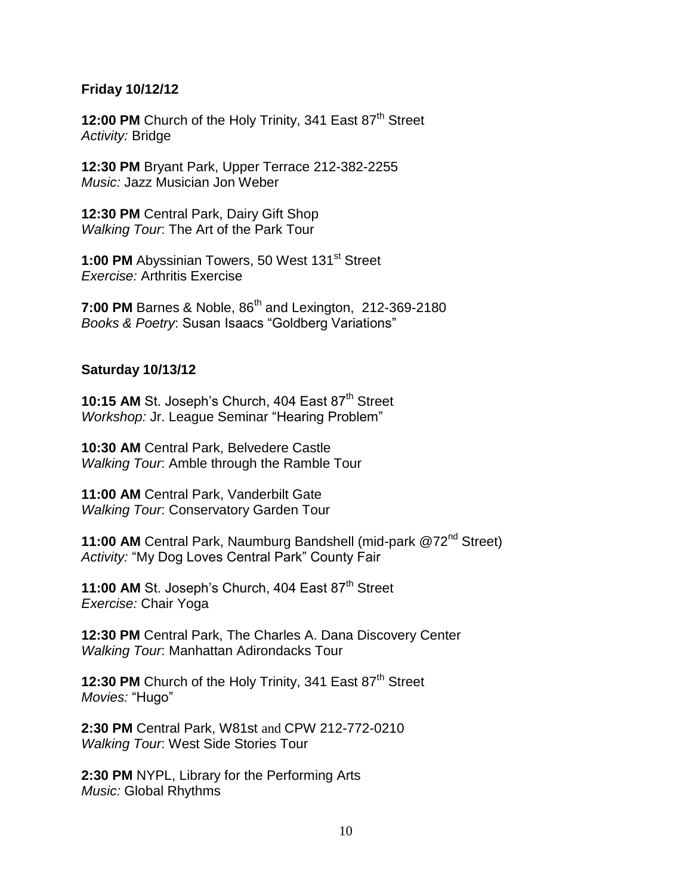**Friday 10/12/12**

**12:00 PM** Church of the Holy Trinity, 341 East 87th Street
*Activity:* Bridge

**12:30 PM** Bryant Park, Upper Terrace 212-382-2255
*Music:* Jazz Musician Jon Weber

**12:30 PM** Central Park, Dairy Gift Shop
*Walking Tour*: The Art of the Park Tour

**1:00 PM** Abyssinian Towers, 50 West 131st Street
*Exercise:* Arthritis Exercise

**7:00 PM** Barnes & Noble, 86th and Lexington, 212-369-2180
*Books & Poetry*: Susan Isaacs "Goldberg Variations"

**Saturday 10/13/12**

**10:15 AM** St. Joseph's Church, 404 East 87th Street
*Workshop:* Jr. League Seminar "Hearing Problem"

**10:30 AM** Central Park, Belvedere Castle
*Walking Tour*: Amble through the Ramble Tour

**11:00 AM** Central Park, Vanderbilt Gate
*Walking Tour*: Conservatory Garden Tour

**11:00 AM** Central Park, Naumburg Bandshell (mid-park @72nd Street)
*Activity:* "My Dog Loves Central Park" County Fair

**11:00 AM** St. Joseph's Church, 404 East 87th Street
*Exercise:* Chair Yoga

**12:30 PM** Central Park, The Charles A. Dana Discovery Center
*Walking Tour*: Manhattan Adirondacks Tour

**12:30 PM** Church of the Holy Trinity, 341 East 87th Street
*Movies:* "Hugo"

**2:30 PM** Central Park, W81st and CPW 212-772-0210
*Walking Tour*: West Side Stories Tour

**2:30 PM** NYPL, Library for the Performing Arts
*Music:* Global Rhythms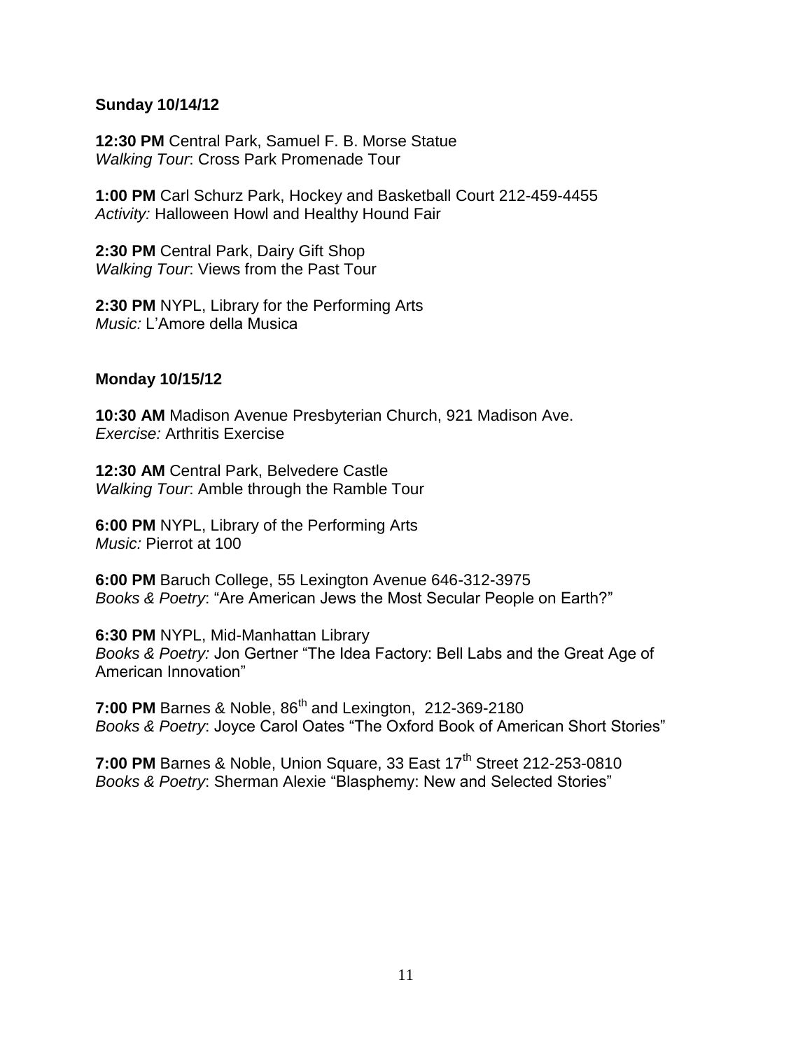**Sunday 10/14/12**

**12:30 PM** Central Park, Samuel F. B. Morse Statue
*Walking Tour*: Cross Park Promenade Tour

**1:00 PM** Carl Schurz Park, Hockey and Basketball Court 212-459-4455
*Activity:* Halloween Howl and Healthy Hound Fair

**2:30 PM** Central Park, Dairy Gift Shop
*Walking Tour*: Views from the Past Tour

**2:30 PM** NYPL, Library for the Performing Arts
*Music:* L'Amore della Musica

**Monday 10/15/12**

**10:30 AM** Madison Avenue Presbyterian Church, 921 Madison Ave.
*Exercise:* Arthritis Exercise

**12:30 AM** Central Park, Belvedere Castle
*Walking Tour*: Amble through the Ramble Tour

**6:00 PM** NYPL, Library of the Performing Arts
*Music:* Pierrot at 100

**6:00 PM** Baruch College, 55 Lexington Avenue 646-312-3975
*Books & Poetry*: "Are American Jews the Most Secular People on Earth?"

**6:30 PM** NYPL, Mid-Manhattan Library
*Books & Poetry:* Jon Gertner "The Idea Factory: Bell Labs and the Great Age of American Innovation"

**7:00 PM** Barnes & Noble, 86th and Lexington, 212-369-2180
*Books & Poetry*: Joyce Carol Oates "The Oxford Book of American Short Stories"

**7:00 PM** Barnes & Noble, Union Square, 33 East 17th Street 212-253-0810
*Books & Poetry*: Sherman Alexie "Blasphemy: New and Selected Stories"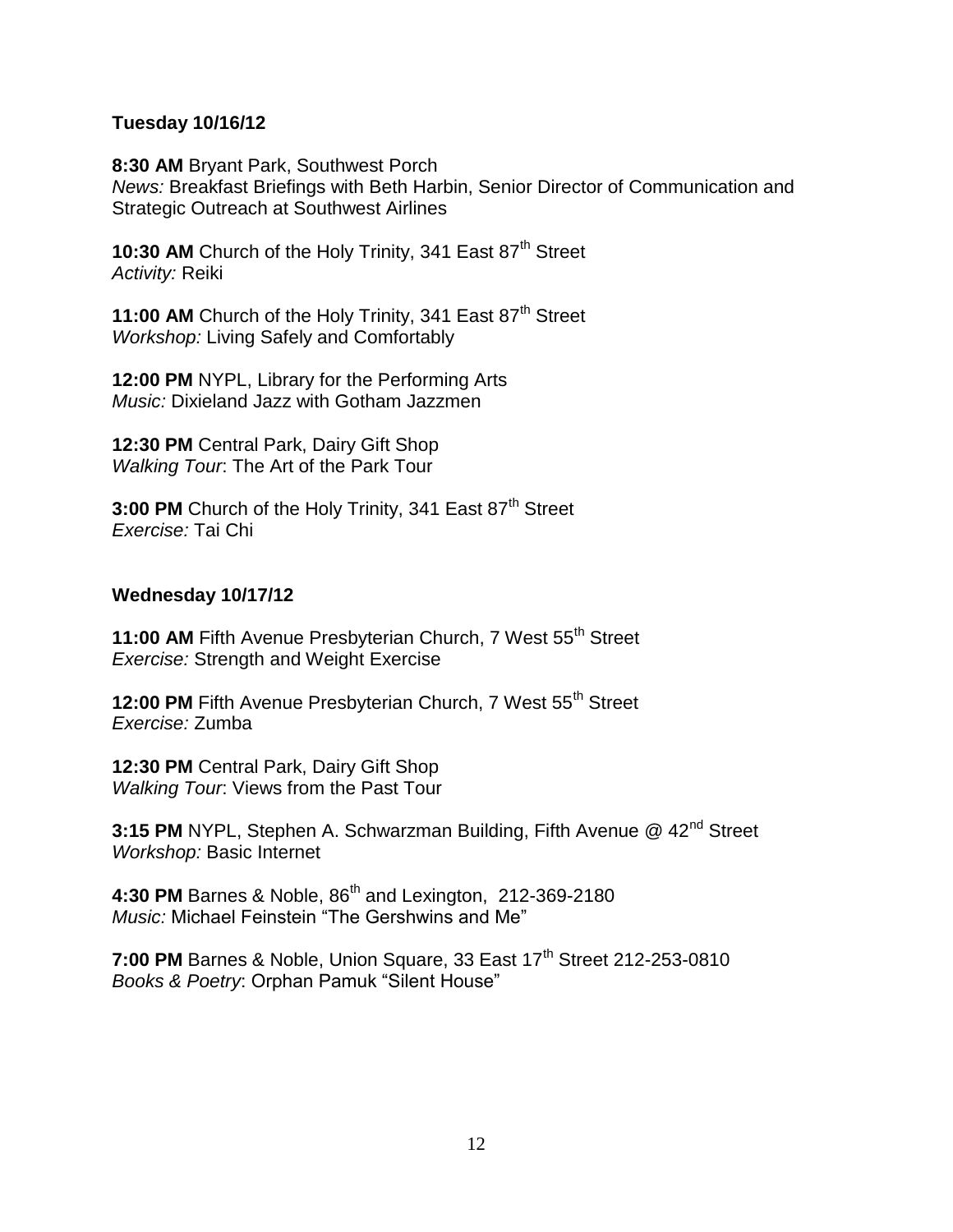**Tuesday 10/16/12**

**8:30 AM** Bryant Park, Southwest Porch
*News:* Breakfast Briefings with Beth Harbin, Senior Director of Communication and Strategic Outreach at Southwest Airlines

**10:30 AM** Church of the Holy Trinity, 341 East 87th Street
*Activity:* Reiki

**11:00 AM** Church of the Holy Trinity, 341 East 87th Street
*Workshop:* Living Safely and Comfortably

**12:00 PM** NYPL, Library for the Performing Arts
*Music:* Dixieland Jazz with Gotham Jazzmen

**12:30 PM** Central Park, Dairy Gift Shop
*Walking Tour*: The Art of the Park Tour

**3:00 PM** Church of the Holy Trinity, 341 East 87th Street
*Exercise:* Tai Chi

**Wednesday 10/17/12**

**11:00 AM** Fifth Avenue Presbyterian Church, 7 West 55th Street
*Exercise:* Strength and Weight Exercise

**12:00 PM** Fifth Avenue Presbyterian Church, 7 West 55th Street
*Exercise:* Zumba

**12:30 PM** Central Park, Dairy Gift Shop
*Walking Tour*: Views from the Past Tour

**3:15 PM** NYPL, Stephen A. Schwarzman Building, Fifth Avenue @ 42nd Street
*Workshop:* Basic Internet

**4:30 PM** Barnes & Noble, 86th and Lexington, 212-369-2180
*Music:* Michael Feinstein "The Gershwins and Me"

**7:00 PM** Barnes & Noble, Union Square, 33 East 17th Street 212-253-0810
*Books & Poetry*: Orphan Pamuk "Silent House"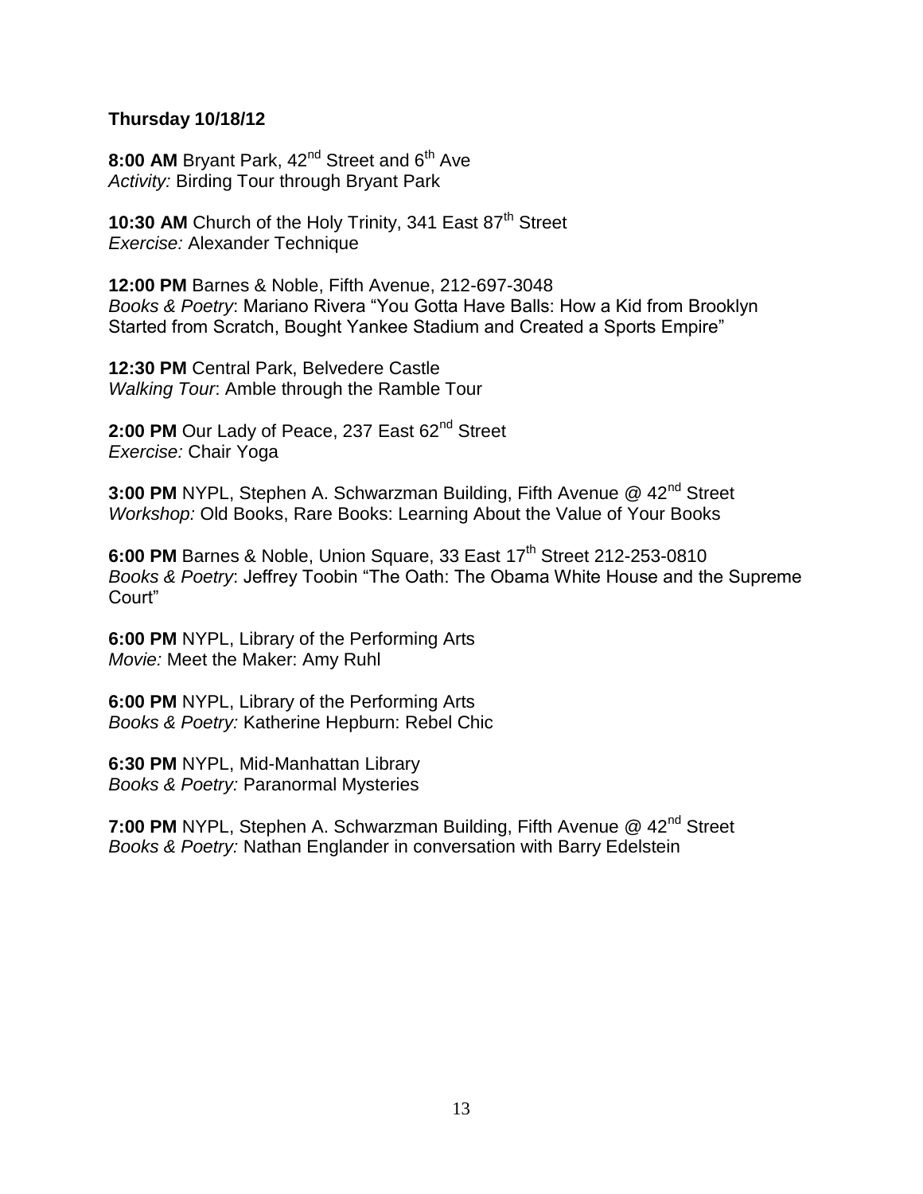**Thursday 10/18/12**

**8:00 AM** Bryant Park, 42nd Street and 6th Ave
*Activity:* Birding Tour through Bryant Park

**10:30 AM** Church of the Holy Trinity, 341 East 87th Street
*Exercise:* Alexander Technique

**12:00 PM** Barnes & Noble, Fifth Avenue, 212-697-3048
*Books & Poetry*: Mariano Rivera "You Gotta Have Balls: How a Kid from Brooklyn Started from Scratch, Bought Yankee Stadium and Created a Sports Empire"

**12:30 PM** Central Park, Belvedere Castle
*Walking Tour*: Amble through the Ramble Tour

**2:00 PM** Our Lady of Peace, 237 East 62nd Street
*Exercise:* Chair Yoga

**3:00 PM** NYPL, Stephen A. Schwarzman Building, Fifth Avenue @ 42nd Street
*Workshop:* Old Books, Rare Books: Learning About the Value of Your Books

**6:00 PM** Barnes & Noble, Union Square, 33 East 17th Street 212-253-0810
*Books & Poetry*: Jeffrey Toobin "The Oath: The Obama White House and the Supreme Court"

**6:00 PM** NYPL, Library of the Performing Arts
*Movie:* Meet the Maker: Amy Ruhl

**6:00 PM** NYPL, Library of the Performing Arts
*Books & Poetry:* Katherine Hepburn: Rebel Chic

**6:30 PM** NYPL, Mid-Manhattan Library
*Books & Poetry:* Paranormal Mysteries

**7:00 PM** NYPL, Stephen A. Schwarzman Building, Fifth Avenue @ 42nd Street
*Books & Poetry:* Nathan Englander in conversation with Barry Edelstein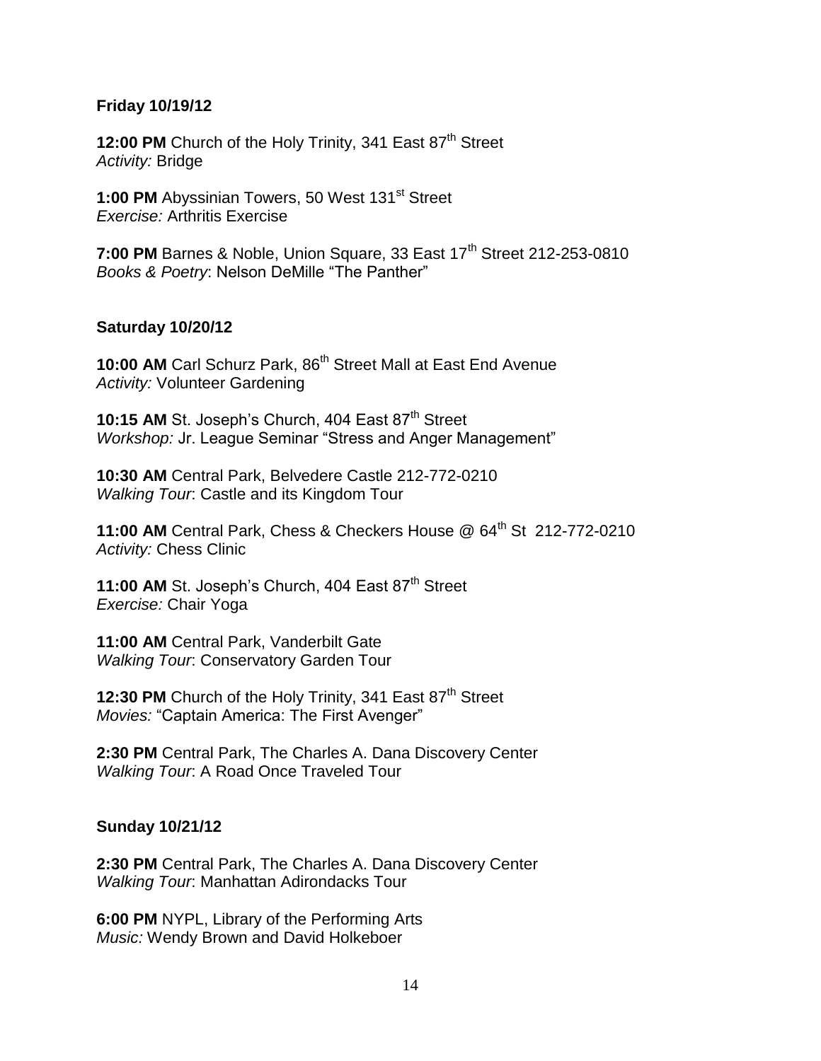**Friday 10/19/12**

**12:00 PM** Church of the Holy Trinity, 341 East 87th Street
*Activity:* Bridge

**1:00 PM** Abyssinian Towers, 50 West 131st Street
*Exercise:* Arthritis Exercise

**7:00 PM** Barnes & Noble, Union Square, 33 East 17th Street 212-253-0810
*Books & Poetry*: Nelson DeMille "The Panther"

**Saturday 10/20/12**

**10:00 AM** Carl Schurz Park, 86th Street Mall at East End Avenue
*Activity:* Volunteer Gardening

**10:15 AM** St. Joseph's Church, 404 East 87th Street
*Workshop:* Jr. League Seminar "Stress and Anger Management"

**10:30 AM** Central Park, Belvedere Castle 212-772-0210
*Walking Tour*: Castle and its Kingdom Tour

**11:00 AM** Central Park, Chess & Checkers House @ 64th St 212-772-0210
*Activity:* Chess Clinic

**11:00 AM** St. Joseph's Church, 404 East 87th Street
*Exercise:* Chair Yoga

**11:00 AM** Central Park, Vanderbilt Gate
*Walking Tour*: Conservatory Garden Tour

**12:30 PM** Church of the Holy Trinity, 341 East 87th Street
*Movies:* "Captain America: The First Avenger"

**2:30 PM** Central Park, The Charles A. Dana Discovery Center
*Walking Tour*: A Road Once Traveled Tour

**Sunday 10/21/12**

**2:30 PM** Central Park, The Charles A. Dana Discovery Center
*Walking Tour*: Manhattan Adirondacks Tour

**6:00 PM** NYPL, Library of the Performing Arts
*Music:* Wendy Brown and David Holkeboer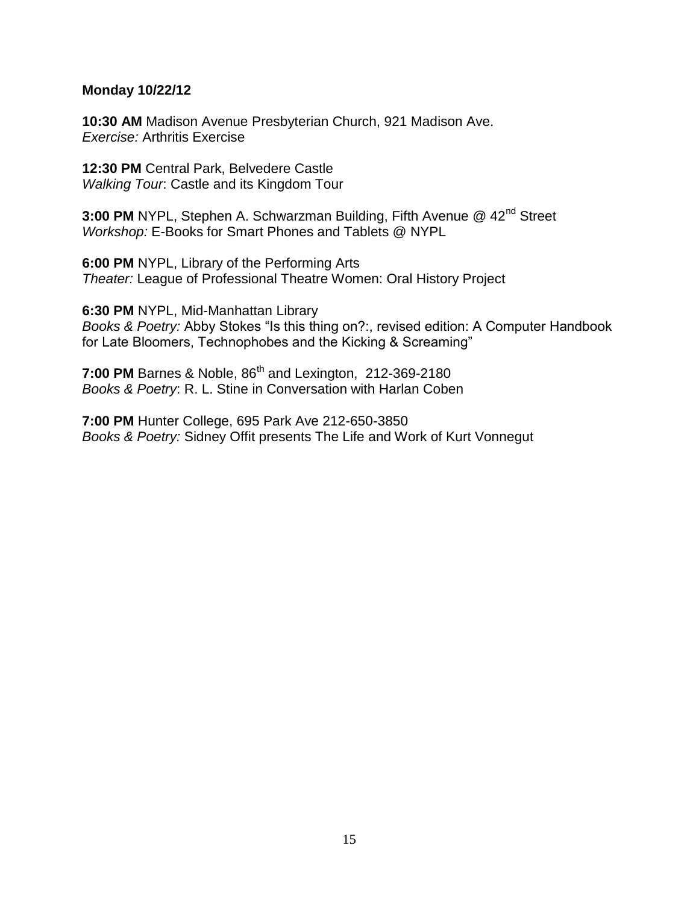**Monday 10/22/12**

**10:30 AM** Madison Avenue Presbyterian Church, 921 Madison Ave.
*Exercise:* Arthritis Exercise

**12:30 PM** Central Park, Belvedere Castle
*Walking Tour*: Castle and its Kingdom Tour

**3:00 PM** NYPL, Stephen A. Schwarzman Building, Fifth Avenue @ 42nd Street
*Workshop:* E-Books for Smart Phones and Tablets @ NYPL

**6:00 PM** NYPL, Library of the Performing Arts
*Theater:* League of Professional Theatre Women: Oral History Project

**6:30 PM** NYPL, Mid-Manhattan Library
*Books & Poetry:* Abby Stokes "Is this thing on?:, revised edition: A Computer Handbook for Late Bloomers, Technophobes and the Kicking & Screaming"

**7:00 PM** Barnes & Noble, 86th and Lexington, 212-369-2180
*Books & Poetry*: R. L. Stine in Conversation with Harlan Coben

**7:00 PM** Hunter College, 695 Park Ave 212-650-3850
*Books & Poetry:* Sidney Offit presents The Life and Work of Kurt Vonnegut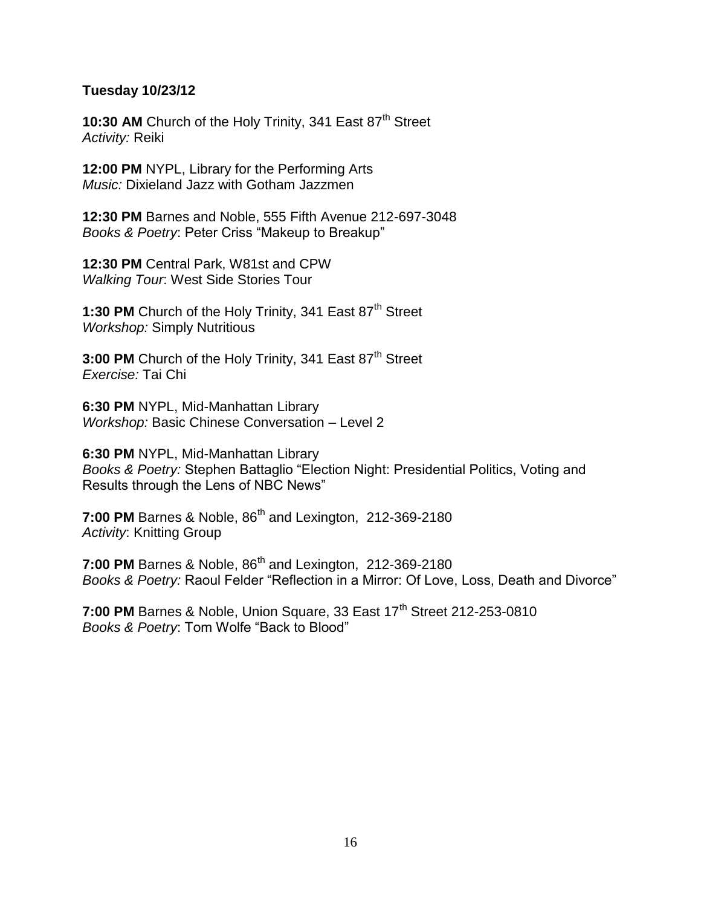**Tuesday 10/23/12**

**10:30 AM** Church of the Holy Trinity, 341 East 87th Street
*Activity:* Reiki

**12:00 PM** NYPL, Library for the Performing Arts
*Music:* Dixieland Jazz with Gotham Jazzmen

**12:30 PM** Barnes and Noble, 555 Fifth Avenue 212-697-3048
*Books & Poetry*: Peter Criss "Makeup to Breakup"

**12:30 PM** Central Park, W81st and CPW
*Walking Tour*: West Side Stories Tour

**1:30 PM** Church of the Holy Trinity, 341 East 87th Street
*Workshop:* Simply Nutritious

**3:00 PM** Church of the Holy Trinity, 341 East 87th Street
*Exercise:* Tai Chi

**6:30 PM** NYPL, Mid-Manhattan Library
*Workshop:* Basic Chinese Conversation – Level 2

**6:30 PM** NYPL, Mid-Manhattan Library
*Books & Poetry:* Stephen Battaglio "Election Night: Presidential Politics, Voting and Results through the Lens of NBC News"

**7:00 PM** Barnes & Noble, 86th and Lexington, 212-369-2180
*Activity*: Knitting Group

**7:00 PM** Barnes & Noble, 86th and Lexington, 212-369-2180
*Books & Poetry:* Raoul Felder "Reflection in a Mirror: Of Love, Loss, Death and Divorce"

**7:00 PM** Barnes & Noble, Union Square, 33 East 17th Street 212-253-0810
*Books & Poetry*: Tom Wolfe "Back to Blood"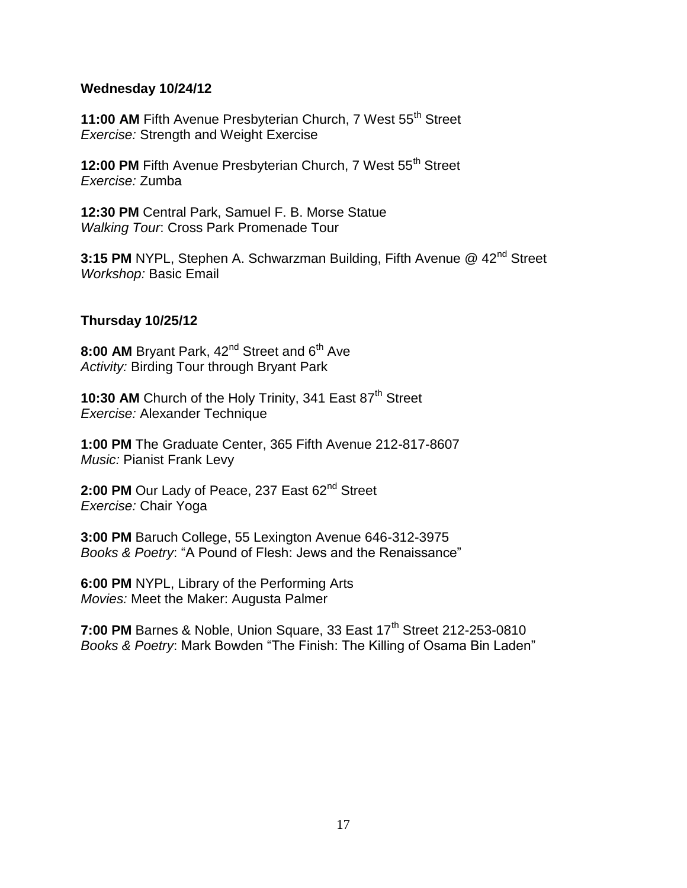**Wednesday 10/24/12**

**11:00 AM** Fifth Avenue Presbyterian Church, 7 West 55th Street
*Exercise:* Strength and Weight Exercise

**12:00 PM** Fifth Avenue Presbyterian Church, 7 West 55th Street
*Exercise:* Zumba

**12:30 PM** Central Park, Samuel F. B. Morse Statue
*Walking Tour*: Cross Park Promenade Tour

**3:15 PM** NYPL, Stephen A. Schwarzman Building, Fifth Avenue @ 42nd Street
*Workshop:* Basic Email

**Thursday 10/25/12**

**8:00 AM** Bryant Park, 42nd Street and 6th Ave
*Activity:* Birding Tour through Bryant Park

**10:30 AM** Church of the Holy Trinity, 341 East 87th Street
*Exercise:* Alexander Technique

**1:00 PM** The Graduate Center, 365 Fifth Avenue 212-817-8607
*Music:* Pianist Frank Levy

**2:00 PM** Our Lady of Peace, 237 East 62nd Street
*Exercise:* Chair Yoga

**3:00 PM** Baruch College, 55 Lexington Avenue 646-312-3975
*Books & Poetry*: "A Pound of Flesh: Jews and the Renaissance"

**6:00 PM** NYPL, Library of the Performing Arts
*Movies:* Meet the Maker: Augusta Palmer

**7:00 PM** Barnes & Noble, Union Square, 33 East 17th Street 212-253-0810
*Books & Poetry*: Mark Bowden "The Finish: The Killing of Osama Bin Laden"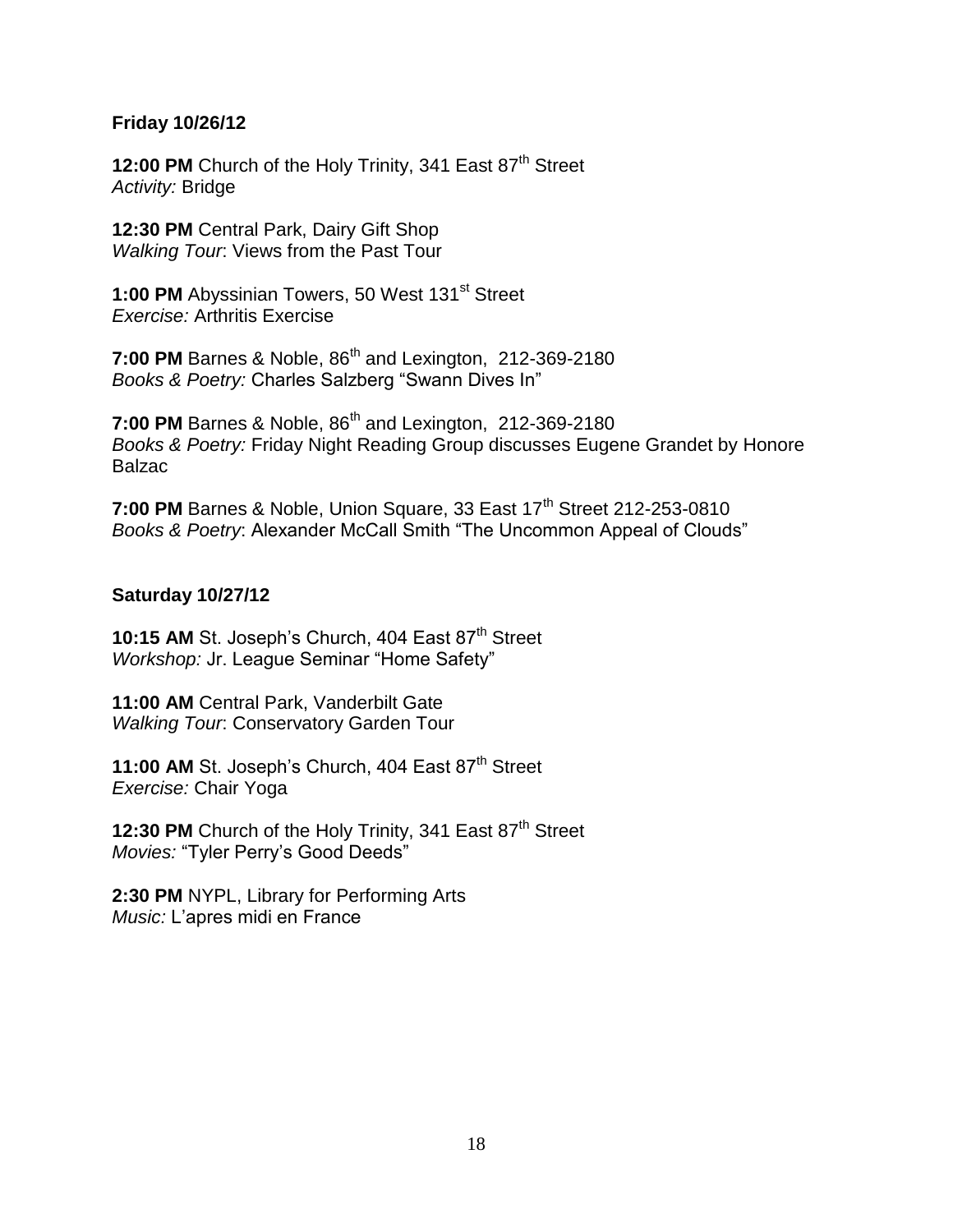**Friday 10/26/12**

**12:00 PM** Church of the Holy Trinity, 341 East 87th Street
*Activity:* Bridge

**12:30 PM** Central Park, Dairy Gift Shop
*Walking Tour*: Views from the Past Tour

**1:00 PM** Abyssinian Towers, 50 West 131st Street
*Exercise:* Arthritis Exercise

**7:00 PM** Barnes & Noble, 86th and Lexington, 212-369-2180
*Books & Poetry:* Charles Salzberg "Swann Dives In"

**7:00 PM** Barnes & Noble, 86th and Lexington, 212-369-2180
*Books & Poetry:* Friday Night Reading Group discusses Eugene Grandet by Honore Balzac

**7:00 PM** Barnes & Noble, Union Square, 33 East 17th Street 212-253-0810
*Books & Poetry*: Alexander McCall Smith "The Uncommon Appeal of Clouds"

**Saturday 10/27/12**

**10:15 AM** St. Joseph's Church, 404 East 87th Street
*Workshop:* Jr. League Seminar "Home Safety"

**11:00 AM** Central Park, Vanderbilt Gate
*Walking Tour*: Conservatory Garden Tour

**11:00 AM** St. Joseph's Church, 404 East 87th Street
*Exercise:* Chair Yoga

**12:30 PM** Church of the Holy Trinity, 341 East 87th Street
*Movies:* "Tyler Perry's Good Deeds"

**2:30 PM** NYPL, Library for Performing Arts
*Music:* L'apres midi en France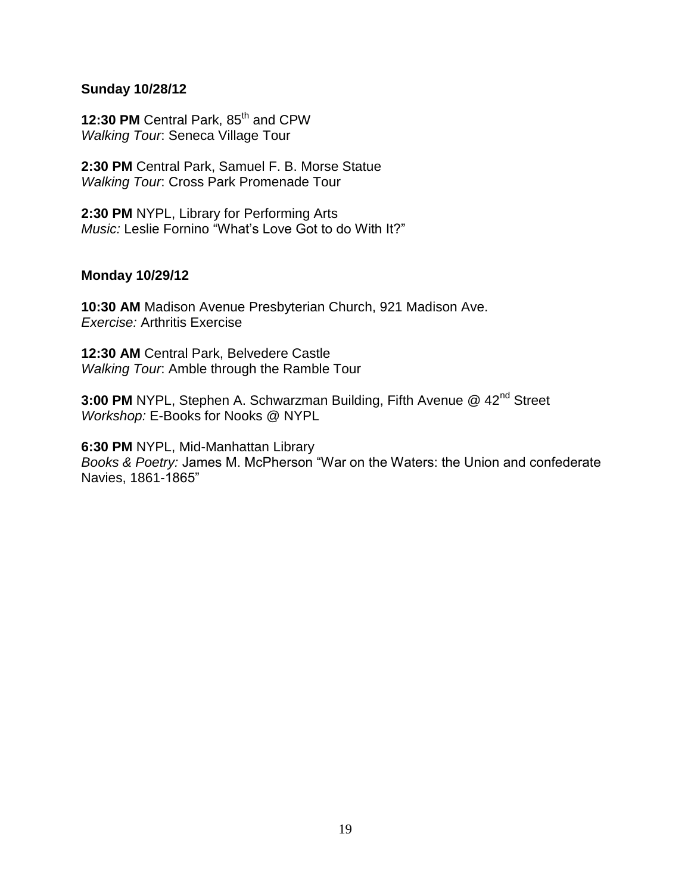**Sunday 10/28/12**

**12:30 PM** Central Park, 85th and CPW
*Walking Tour*: Seneca Village Tour

**2:30 PM** Central Park, Samuel F. B. Morse Statue
*Walking Tour*: Cross Park Promenade Tour

**2:30 PM** NYPL, Library for Performing Arts
*Music:* Leslie Fornino "What's Love Got to do With It?"

**Monday 10/29/12**

**10:30 AM** Madison Avenue Presbyterian Church, 921 Madison Ave.
*Exercise:* Arthritis Exercise

**12:30 AM** Central Park, Belvedere Castle
*Walking Tour*: Amble through the Ramble Tour

**3:00 PM** NYPL, Stephen A. Schwarzman Building, Fifth Avenue @ 42nd Street
*Workshop:* E-Books for Nooks @ NYPL

**6:30 PM** NYPL, Mid-Manhattan Library
*Books & Poetry:* James M. McPherson "War on the Waters: the Union and confederate Navies, 1861-1865"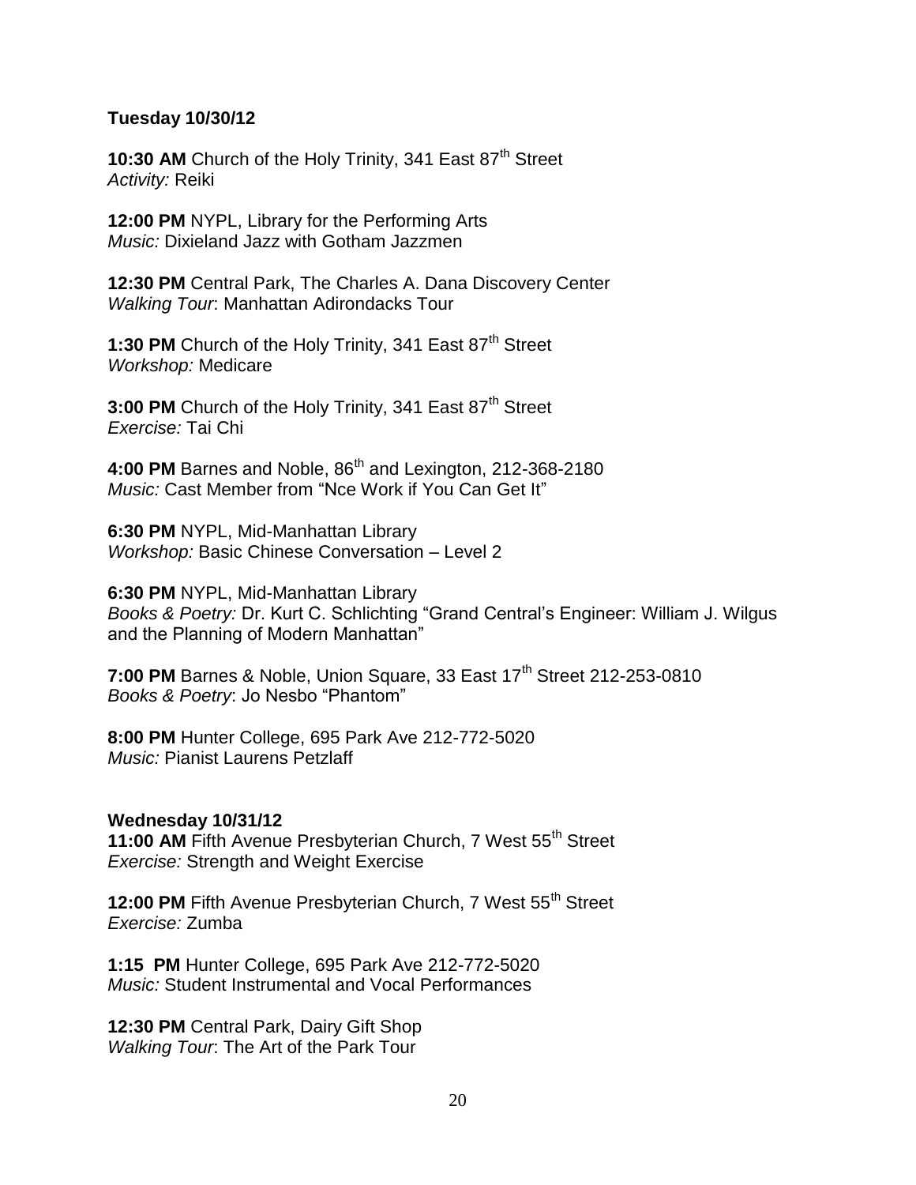**Tuesday 10/30/12**

**10:30 AM** Church of the Holy Trinity, 341 East 87th Street
*Activity:* Reiki

**12:00 PM** NYPL, Library for the Performing Arts
*Music:* Dixieland Jazz with Gotham Jazzmen

**12:30 PM** Central Park, The Charles A. Dana Discovery Center
*Walking Tour*: Manhattan Adirondacks Tour

**1:30 PM** Church of the Holy Trinity, 341 East 87th Street
*Workshop:* Medicare

**3:00 PM** Church of the Holy Trinity, 341 East 87th Street
*Exercise:* Tai Chi

**4:00 PM** Barnes and Noble, 86th and Lexington, 212-368-2180
*Music:* Cast Member from "Nce Work if You Can Get It"

**6:30 PM** NYPL, Mid-Manhattan Library
*Workshop:* Basic Chinese Conversation – Level 2

**6:30 PM** NYPL, Mid-Manhattan Library
*Books & Poetry:* Dr. Kurt C. Schlichting "Grand Central's Engineer: William J. Wilgus and the Planning of Modern Manhattan"

**7:00 PM** Barnes & Noble, Union Square, 33 East 17th Street 212-253-0810
*Books & Poetry*: Jo Nesbo "Phantom"

**8:00 PM** Hunter College, 695 Park Ave 212-772-5020
*Music:* Pianist Laurens Petzlaff

**Wednesday 10/31/12**

**11:00 AM** Fifth Avenue Presbyterian Church, 7 West 55th Street
*Exercise:* Strength and Weight Exercise

**12:00 PM** Fifth Avenue Presbyterian Church, 7 West 55th Street
*Exercise:* Zumba

**1:15 PM** Hunter College, 695 Park Ave 212-772-5020
*Music:* Student Instrumental and Vocal Performances

**12:30 PM** Central Park, Dairy Gift Shop
*Walking Tour*: The Art of the Park Tour